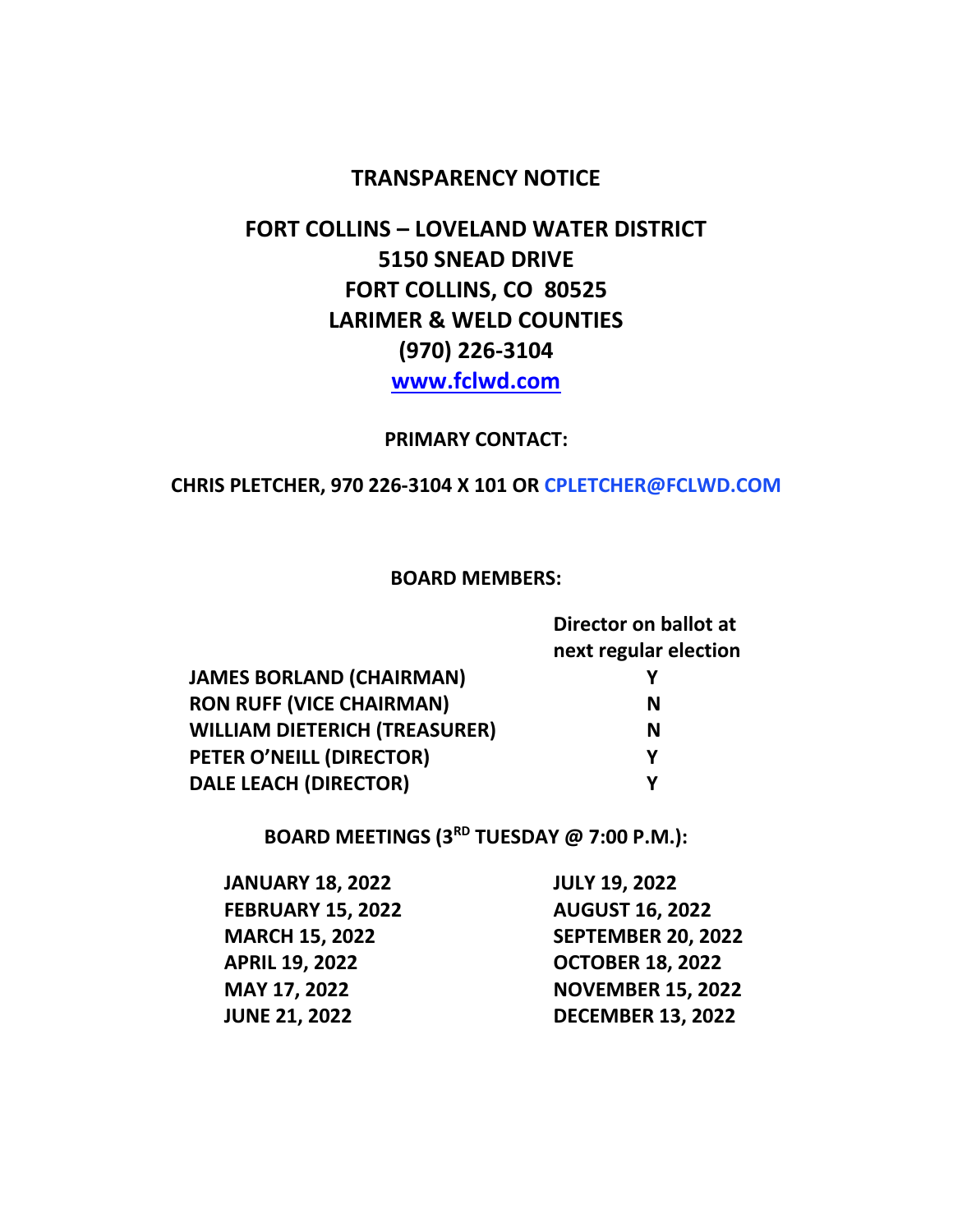# TRANSPARENCY NOTICE

## FORT COLLINS – LOVELAND WATER DISTRICT
## 5150 SNEAD DRIVE
## FORT COLLINS, CO 80525
## LARIMER & WELD COUNTIES
## (970) 226-3104
## [www.fclwd.com](http://www.fclwd.com)

**PRIMARY CONTACT:**

**CHRIS PLETCHER, 970 226-3104 X 101 OR CPLETCHER@FCLWD.COM**

**BOARD MEMBERS:**

| | Director on ballot at next regular election |
|---|---|
| **JAMES BORLAND (CHAIRMAN)** | **Y** |
| **RON RUFF (VICE CHAIRMAN)** | **N** |
| **WILLIAM DIETERICH (TREASURER)** | **N** |
| **PETER O'NEILL (DIRECTOR)** | **Y** |
| **DALE LEACH (DIRECTOR)** | **Y** |

**BOARD MEETINGS (3RD TUESDAY @ 7:00 P.M.):**

| | |
|---|---|
| **JANUARY 18, 2022** | **JULY 19, 2022** |
| **FEBRUARY 15, 2022** | **AUGUST 16, 2022** |
| **MARCH 15, 2022** | **SEPTEMBER 20, 2022** |
| **APRIL 19, 2022** | **OCTOBER 18, 2022** |
| **MAY 17, 2022** | **NOVEMBER 15, 2022** |
| **JUNE 21, 2022** | **DECEMBER 13, 2022** |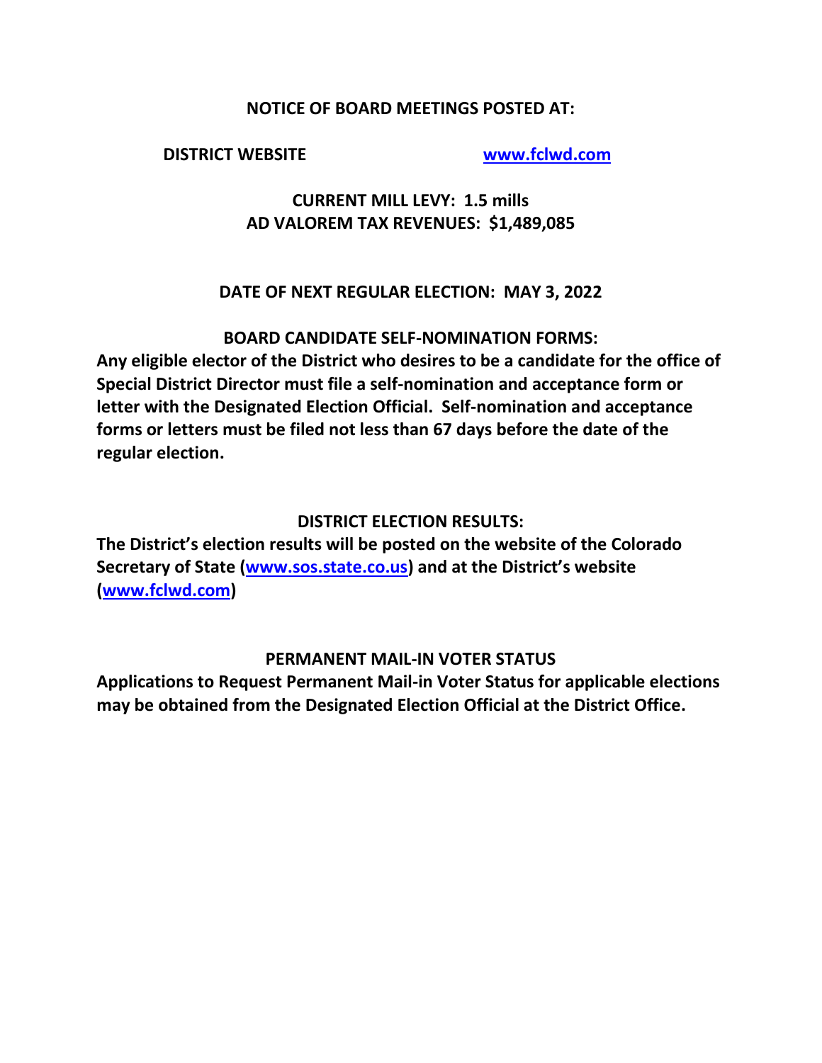**NOTICE OF BOARD MEETINGS POSTED AT:**

**DISTRICT WEBSITE** **www.fclwd.com**

**CURRENT MILL LEVY: 1.5 mills**
**AD VALOREM TAX REVENUES: $1,489,085**

**DATE OF NEXT REGULAR ELECTION: MAY 3, 2022**

**BOARD CANDIDATE SELF-NOMINATION FORMS:**

**Any eligible elector of the District who desires to be a candidate for the office of Special District Director must file a self-nomination and acceptance form or letter with the Designated Election Official. Self-nomination and acceptance forms or letters must be filed not less than 67 days before the date of the regular election.**

**DISTRICT ELECTION RESULTS:**

**The District's election results will be posted on the website of the Colorado Secretary of State (www.sos.state.co.us) and at the District's website (www.fclwd.com)**

**PERMANENT MAIL-IN VOTER STATUS**

**Applications to Request Permanent Mail-in Voter Status for applicable elections may be obtained from the Designated Election Official at the District Office.**